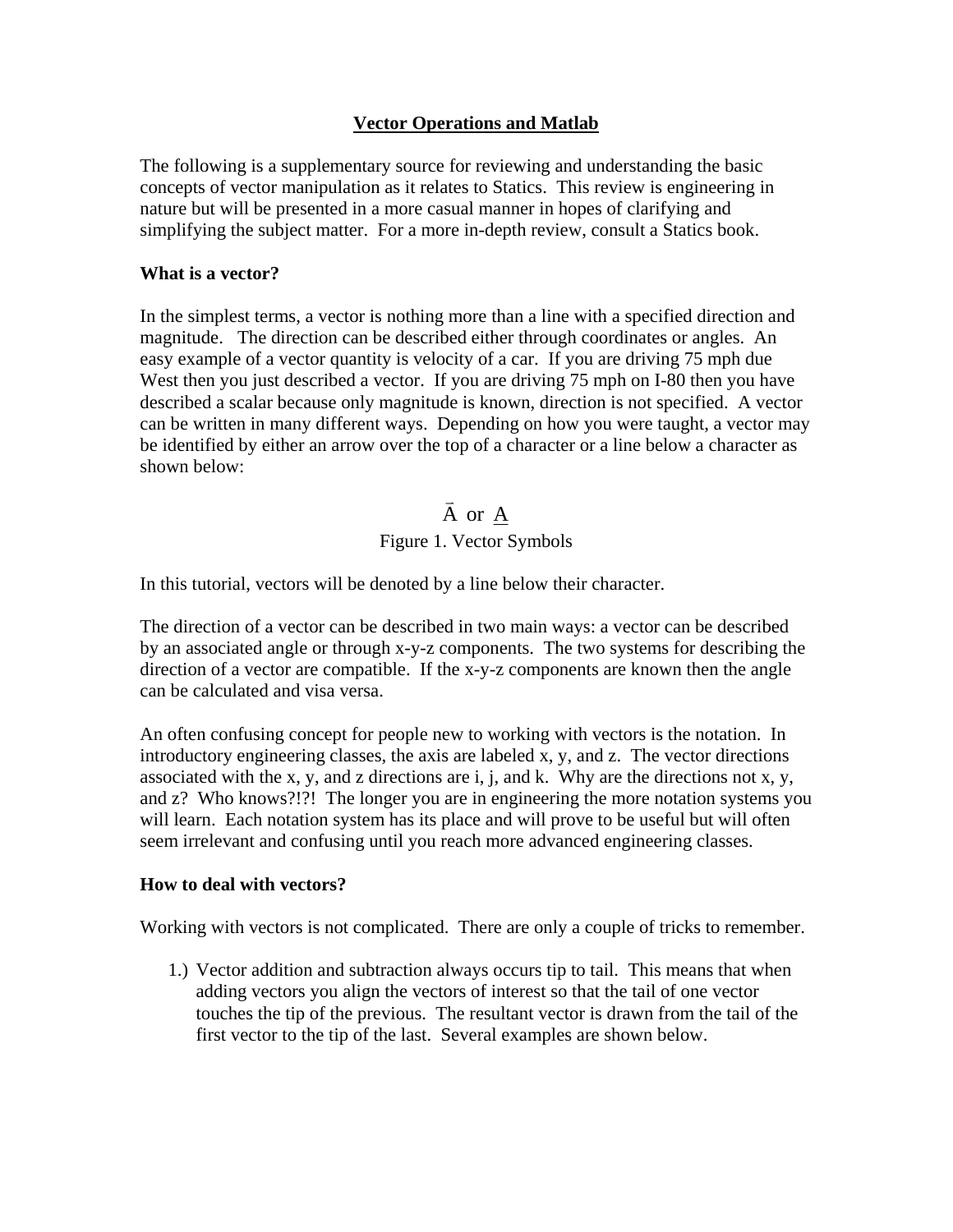# <u>Vector Operations and Matlab</u>

The following is a supplementary source for reviewing and understanding the basic concepts of vector manipulation as it relates to Statics. This review is engineering in nature but will be presented in a more casual manner in hopes of clarifying and simplifying the subject matter. For a more in-depth review, consult a Statics book.

**What is a vector?**

In the simplest terms, a vector is nothing more than a line with a specified direction and magnitude. The direction can be described either through coordinates or angles. An easy example of a vector quantity is velocity of a car. If you are driving 75 mph due West then you just described a vector. If you are driving 75 mph on I-80 then you have described a scalar because only magnitude is known, direction is not specified. A vector can be written in many different ways. Depending on how you were taught, a vector may be identified by either an arrow over the top of a character or a line below a character as shown below:

$$\vec{A} \text{ or } \underline{A}$$

Figure 1. Vector Symbols

In this tutorial, vectors will be denoted by a line below their character.

The direction of a vector can be described in two main ways: a vector can be described by an associated angle or through x-y-z components. The two systems for describing the direction of a vector are compatible. If the x-y-z components are known then the angle can be calculated and visa versa.

An often confusing concept for people new to working with vectors is the notation. In introductory engineering classes, the axis are labeled x, y, and z. The vector directions associated with the x, y, and z directions are i, j, and k. Why are the directions not x, y, and z? Who knows?!?! The longer you are in engineering the more notation systems you will learn. Each notation system has its place and will prove to be useful but will often seem irrelevant and confusing until you reach more advanced engineering classes.

**How to deal with vectors?**

Working with vectors is not complicated. There are only a couple of tricks to remember.

1.) Vector addition and subtraction always occurs tip to tail. This means that when adding vectors you align the vectors of interest so that the tail of one vector touches the tip of the previous. The resultant vector is drawn from the tail of the first vector to the tip of the last. Several examples are shown below.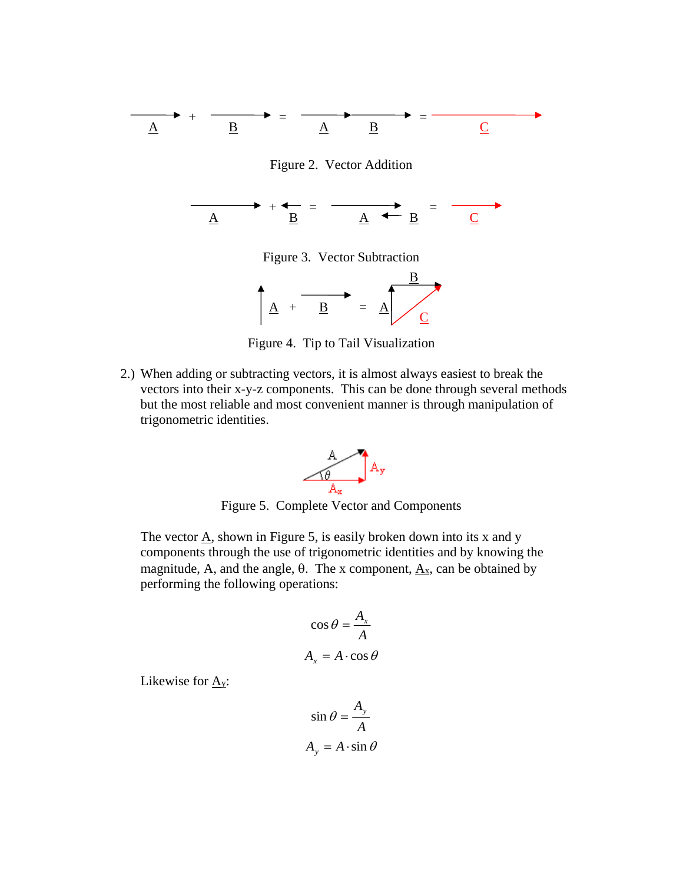A + B = A B = C

Figure 2. Vector Addition

A + B = A B = C

Figure 3. Vector Subtraction

A + B = A B C

Figure 4. Tip to Tail Visualization

2.) When adding or subtracting vectors, it is almost always easiest to break the vectors into their x-y-z components. This can be done through several methods but the most reliable and most convenient manner is through manipulation of trigonometric identities.

A θ $A_y$ $A_x$

Figure 5. Complete Vector and Components

The vector A, shown in Figure 5, is easily broken down into its x and y components through the use of trigonometric identities and by knowing the magnitude, A, and the angle, θ. The x component, $A_x$, can be obtained by performing the following operations:

$$\cos\theta = \frac{A_x}{A}$$

$$A_x = A \cdot \cos\theta$$

Likewise for $A_y$:

$$\sin\theta = \frac{A_y}{A}$$

$$A_y = A \cdot \sin\theta$$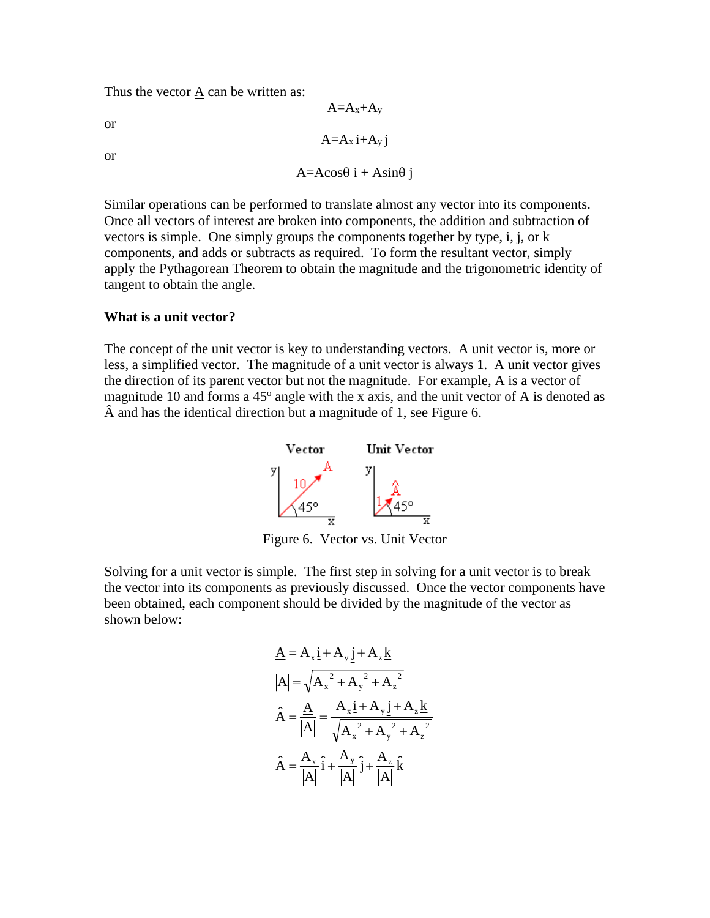Thus the vector $\underline{A}$ can be written as:

$$\underline{A}=\underline{A_x}+\underline{A_y}$$

or

$$\underline{A}=A_x\,\underline{i}+A_y\,\underline{j}$$

or

$$\underline{A}=A\cos\theta\;\underline{i}+A\sin\theta\;\underline{j}$$

Similar operations can be performed to translate almost any vector into its components. Once all vectors of interest are broken into components, the addition and subtraction of vectors is simple. One simply groups the components together by type, i, j, or k components, and adds or subtracts as required. To form the resultant vector, simply apply the Pythagorean Theorem to obtain the magnitude and the trigonometric identity of tangent to obtain the angle.

**What is a unit vector?**

The concept of the unit vector is key to understanding vectors. A unit vector is, more or less, a simplified vector. The magnitude of a unit vector is always 1. A unit vector gives the direction of its parent vector but not the magnitude. For example, $\underline{A}$ is a vector of magnitude 10 and forms a 45° angle with the x axis, and the unit vector of $\underline{A}$ is denoted as $\hat{A}$ and has the identical direction but a magnitude of 1, see Figure 6.

Figure 6. Vector vs. Unit Vector

Solving for a unit vector is simple. The first step in solving for a unit vector is to break the vector into its components as previously discussed. Once the vector components have been obtained, each component should be divided by the magnitude of the vector as shown below:

$$\underline{A}=A_x\underline{i}+A_y\underline{j}+A_z\underline{k}$$

$$|A|=\sqrt{A_x^{\;2}+A_y^{\;2}+A_z^{\;2}}$$

$$\hat{A}=\frac{\underline{A}}{|A|}=\frac{A_x\underline{i}+A_y\underline{j}+A_z\underline{k}}{\sqrt{A_x^{\;2}+A_y^{\;2}+A_z^{\;2}}}$$

$$\hat{A}=\frac{A_x}{|A|}\hat{i}+\frac{A_y}{|A|}\hat{j}+\frac{A_z}{|A|}\hat{k}$$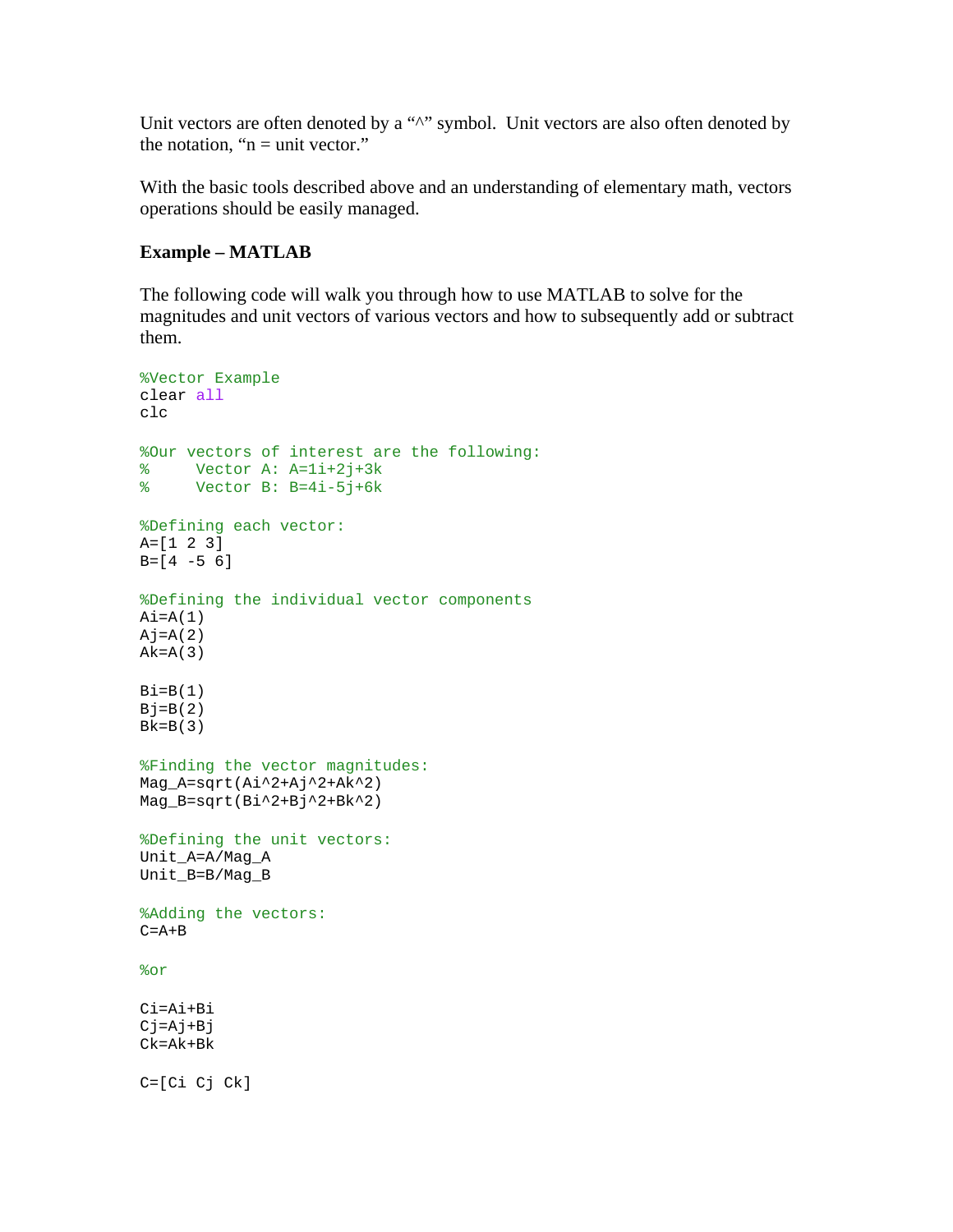Unit vectors are often denoted by a “^” symbol. Unit vectors are also often denoted by the notation, “n = unit vector.”

With the basic tools described above and an understanding of elementary math, vectors operations should be easily managed.

**Example – MATLAB**

The following code will walk you through how to use MATLAB to solve for the magnitudes and unit vectors of various vectors and how to subsequently add or subtract them.

```
%Vector Example
clear all
clc

%Our vectors of interest are the following:
%     Vector A: A=1i+2j+3k
%     Vector B: B=4i-5j+6k

%Defining each vector:
A=[1 2 3]
B=[4 -5 6]

%Defining the individual vector components
Ai=A(1)
Aj=A(2)
Ak=A(3)

Bi=B(1)
Bj=B(2)
Bk=B(3)

%Finding the vector magnitudes:
Mag_A=sqrt(Ai^2+Aj^2+Ak^2)
Mag_B=sqrt(Bi^2+Bj^2+Bk^2)

%Defining the unit vectors:
Unit_A=A/Mag_A
Unit_B=B/Mag_B

%Adding the vectors:
C=A+B

%or

Ci=Ai+Bi
Cj=Aj+Bj
Ck=Ak+Bk

C=[Ci Cj Ck]
```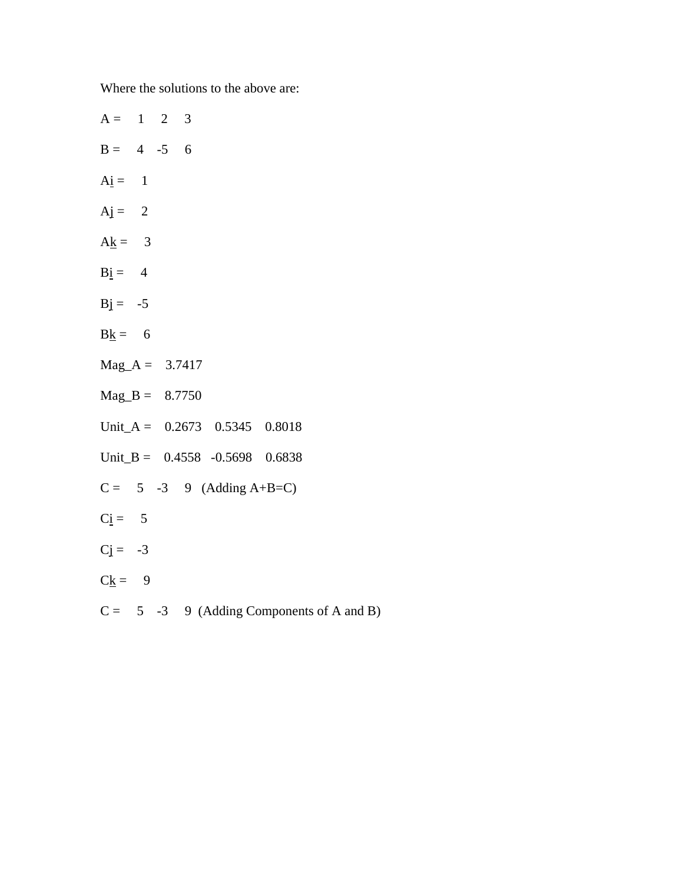Where the solutions to the above are:

A =     1     2     3

B =     4    -5     6

A$\underline{i}$ =     1

A$\underline{j}$ =     2

A$\underline{k}$ =     3

B$\underline{i}$ =     4

B$\underline{j}$ =    -5

B$\underline{k}$ =     6

Mag_A =    3.7417

Mag_B =    8.7750

Unit_A =    0.2673    0.5345    0.8018

Unit_B =    0.4558   -0.5698    0.6838

C =     5    -3     9   (Adding A+B=C)

C$\underline{i}$ =     5

C$\underline{j}$ =    -3

C$\underline{k}$ =     9

C =     5    -3     9  (Adding Components of A and B)